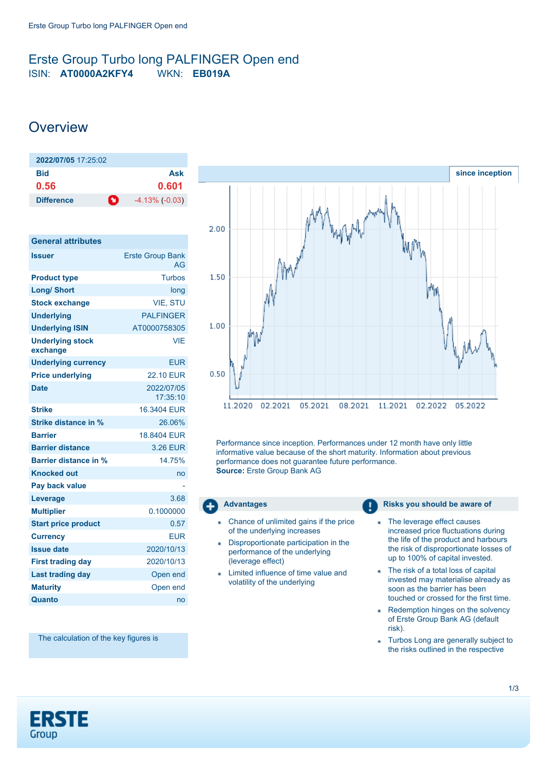# Erste Group Turbo long PALFINGER Open end

ISIN: **AT0000A2KFY4** WKN: **EB019A**

## Overview

| **2022/07/05** 17:25:02 | |
|---|---|
| **Bid** | **Ask** |
| **0.56** | **0.601** |
| **Difference** | -4.13% (-0.03) |

| General attributes | |
|---|---|
| **Issuer** | Erste Group Bank AG |
| **Product type** | Turbos |
| **Long/ Short** | long |
| **Stock exchange** | VIE, STU |
| **Underlying** | PALFINGER |
| **Underlying ISIN** | AT0000758305 |
| **Underlying stock exchange** | VIE |
| **Underlying currency** | EUR |
| **Price underlying** | 22.10 EUR |
| **Date** | 2022/07/05 17:35:10 |
| **Strike** | 16.3404 EUR |
| **Strike distance in %** | 26.06% |
| **Barrier** | 18.8404 EUR |
| **Barrier distance** | 3.26 EUR |
| **Barrier distance in %** | 14.75% |
| **Knocked out** | no |
| **Pay back value** | - |
| **Leverage** | 3.68 |
| **Multiplier** | 0.1000000 |
| **Start price product** | 0.57 |
| **Currency** | EUR |
| **Issue date** | 2020/10/13 |
| **First trading day** | 2020/10/13 |
| **Last trading day** | Open end |
| **Maturity** | Open end |
| **Quanto** | no |

The calculation of the key figures is

since inception

Performance since inception. Performances under 12 month have only little informative value because of the short maturity. Information about previous performance does not guarantee future performance.
**Source:** Erste Group Bank AG

### Advantages

- Chance of unlimited gains if the price of the underlying increases
- Disproportionate participation in the performance of the underlying (leverage effect)
- Limited influence of time value and volatility of the underlying

### Risks you should be aware of

- The leverage effect causes increased price fluctuations during the life of the product and harbours the risk of disproportionate losses of up to 100% of capital invested.
- The risk of a total loss of capital invested may materialise already as soon as the barrier has been touched or crossed for the first time.
- Redemption hinges on the solvency of Erste Group Bank AG (default risk).
- Turbos Long are generally subject to the risks outlined in the respective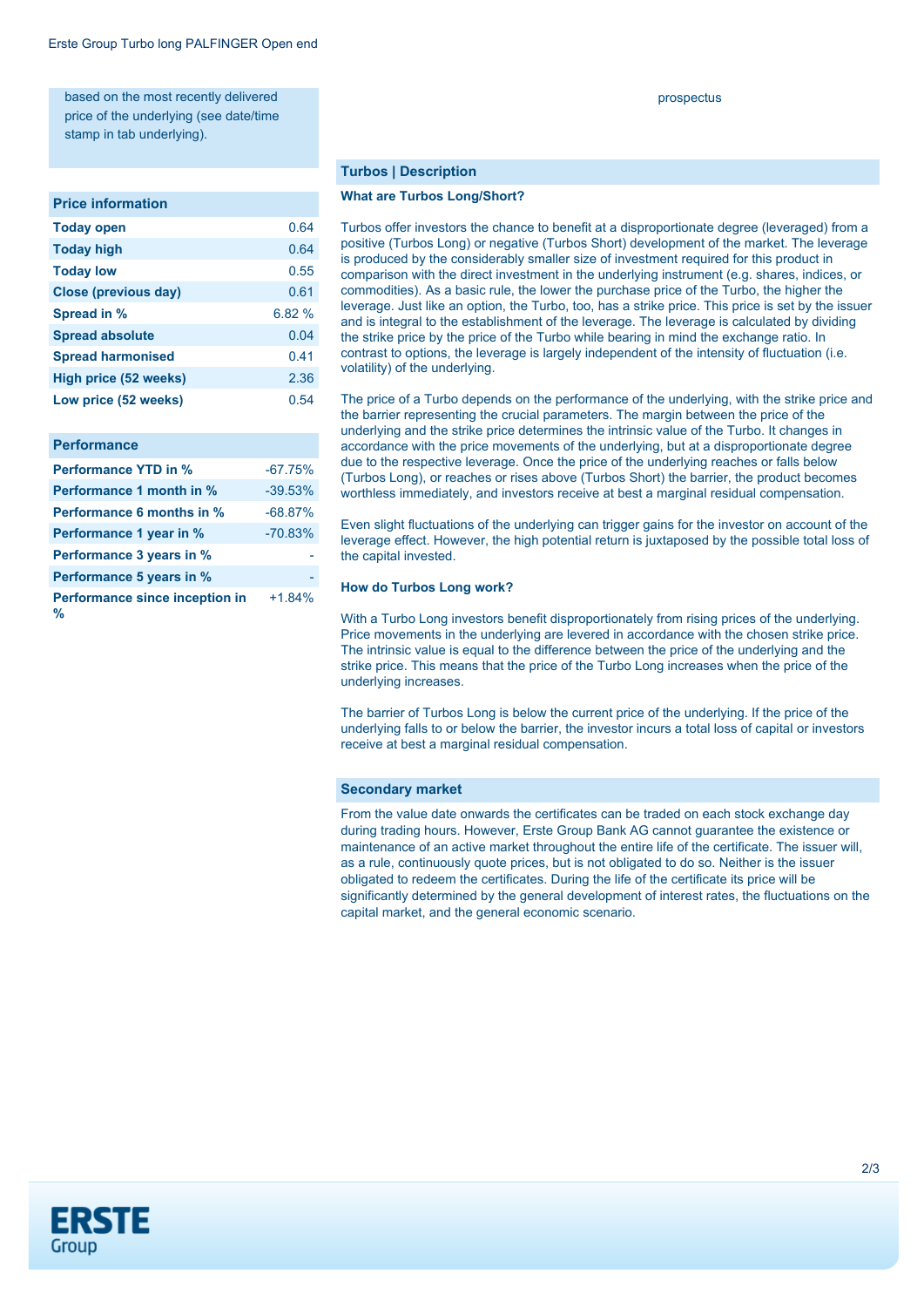based on the most recently delivered price of the underlying (see date/time stamp in tab underlying).

prospectus

## Price information

| Price information | |
| --- | --- |
| **Today open** | 0.64 |
| **Today high** | 0.64 |
| **Today low** | 0.55 |
| **Close (previous day)** | 0.61 |
| **Spread in %** | 6.82 % |
| **Spread absolute** | 0.04 |
| **Spread harmonised** | 0.41 |
| **High price (52 weeks)** | 2.36 |
| **Low price (52 weeks)** | 0.54 |

## Performance

| Performance | |
| --- | --- |
| **Performance YTD in %** | -67.75% |
| **Performance 1 month in %** | -39.53% |
| **Performance 6 months in %** | -68.87% |
| **Performance 1 year in %** | -70.83% |
| **Performance 3 years in %** | - |
| **Performance 5 years in %** | - |
| **Performance since inception in %** | +1.84% |

## Turbos | Description

### What are Turbos Long/Short?

Turbos offer investors the chance to benefit at a disproportionate degree (leveraged) from a positive (Turbos Long) or negative (Turbos Short) development of the market. The leverage is produced by the considerably smaller size of investment required for this product in comparison with the direct investment in the underlying instrument (e.g. shares, indices, or commodities). As a basic rule, the lower the purchase price of the Turbo, the higher the leverage. Just like an option, the Turbo, too, has a strike price. This price is set by the issuer and is integral to the establishment of the leverage. The leverage is calculated by dividing the strike price by the price of the Turbo while bearing in mind the exchange ratio. In contrast to options, the leverage is largely independent of the intensity of fluctuation (i.e. volatility) of the underlying.

The price of a Turbo depends on the performance of the underlying, with the strike price and the barrier representing the crucial parameters. The margin between the price of the underlying and the strike price determines the intrinsic value of the Turbo. It changes in accordance with the price movements of the underlying, but at a disproportionate degree due to the respective leverage. Once the price of the underlying reaches or falls below (Turbos Long), or reaches or rises above (Turbos Short) the barrier, the product becomes worthless immediately, and investors receive at best a marginal residual compensation.

Even slight fluctuations of the underlying can trigger gains for the investor on account of the leverage effect. However, the high potential return is juxtaposed by the possible total loss of the capital invested.

### How do Turbos Long work?

With a Turbo Long investors benefit disproportionately from rising prices of the underlying. Price movements in the underlying are levered in accordance with the chosen strike price. The intrinsic value is equal to the difference between the price of the underlying and the strike price. This means that the price of the Turbo Long increases when the price of the underlying increases.

The barrier of Turbos Long is below the current price of the underlying. If the price of the underlying falls to or below the barrier, the investor incurs a total loss of capital or investors receive at best a marginal residual compensation.

## Secondary market

From the value date onwards the certificates can be traded on each stock exchange day during trading hours. However, Erste Group Bank AG cannot guarantee the existence or maintenance of an active market throughout the entire life of the certificate. The issuer will, as a rule, continuously quote prices, but is not obligated to do so. Neither is the issuer obligated to redeem the certificates. During the life of the certificate its price will be significantly determined by the general development of interest rates, the fluctuations on the capital market, and the general economic scenario.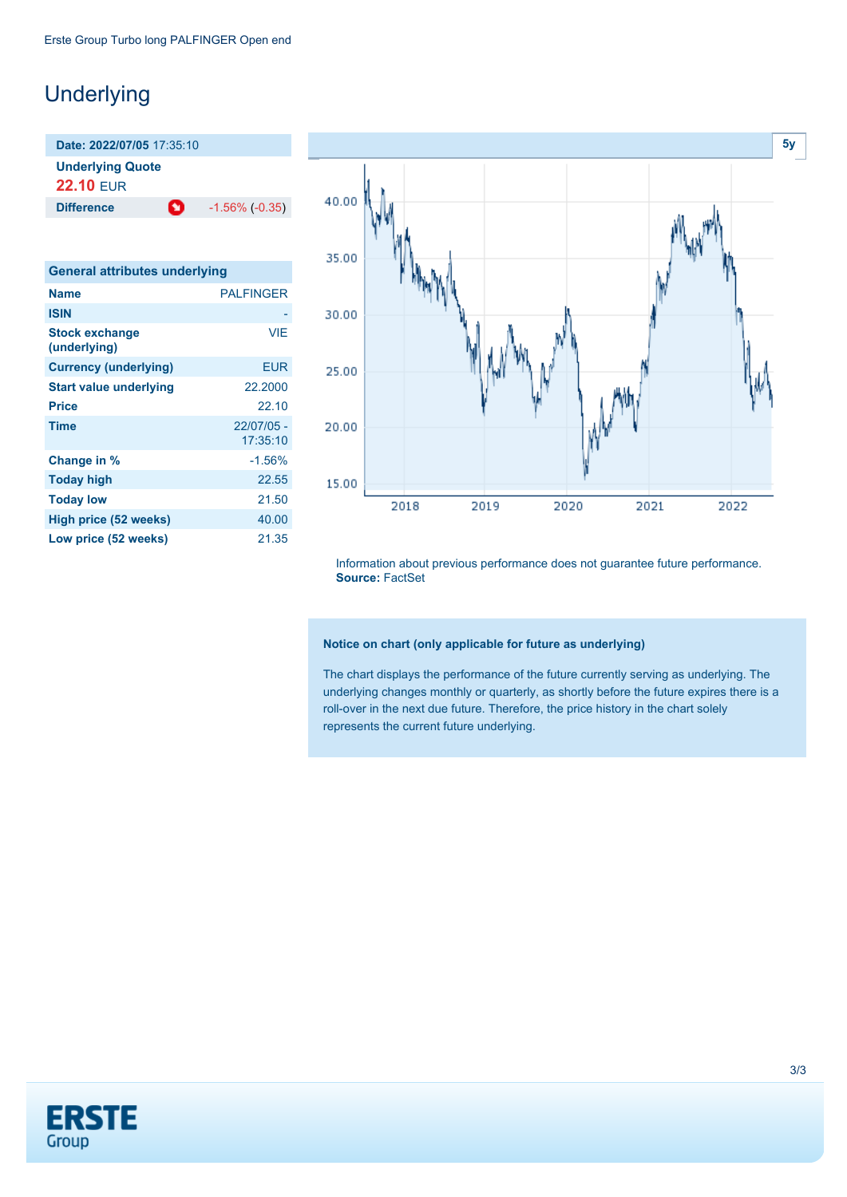# Underlying

| | |
|---|---|
| **Date: 2022/07/05** 17:35:10 | |
| **Underlying Quote** | |
| **22.10** EUR | |
| **Difference** | -1.56% (-0.35) |

| General attributes underlying | |
|---|---|
| **Name** | PALFINGER |
| **ISIN** | - |
| **Stock exchange (underlying)** | VIE |
| **Currency (underlying)** | EUR |
| **Start value underlying** | 22.2000 |
| **Price** | 22.10 |
| **Time** | 22/07/05 - 17:35:10 |
| **Change in %** | -1.56% |
| **Today high** | 22.55 |
| **Today low** | 21.50 |
| **High price (52 weeks)** | 40.00 |
| **Low price (52 weeks)** | 21.35 |

5y

40.00
35.00
30.00
25.00
20.00
15.00

2018
2019
2020
2021
2022

Information about previous performance does not guarantee future performance.
**Source:** FactSet

**Notice on chart (only applicable for future as underlying)**

The chart displays the performance of the future currently serving as underlying. The underlying changes monthly or quarterly, as shortly before the future expires there is a roll-over in the next due future. Therefore, the price history in the chart solely represents the current future underlying.